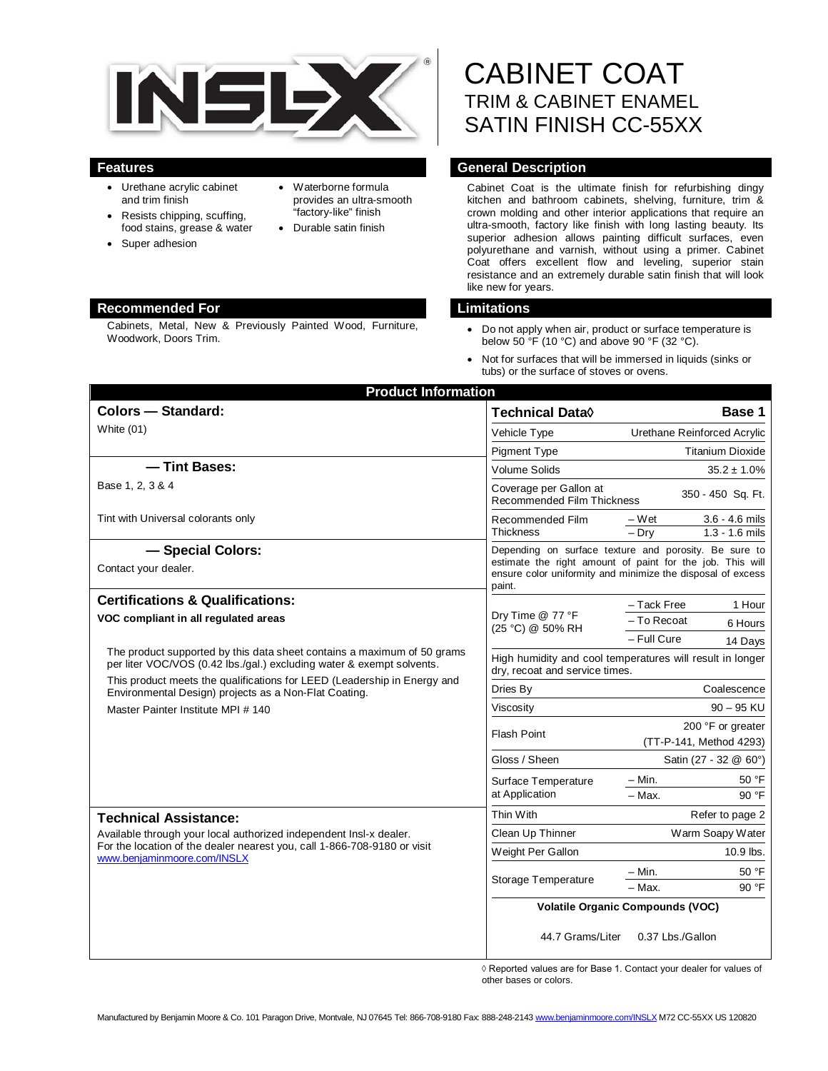# CABINET COAT

## TRIM & CABINET ENAMEL SATIN FINISH CC-55XX

## Features

- Urethane acrylic cabinet and trim finish
- Resists chipping, scuffing, food stains, grease & water
- Super adhesion
- Waterborne formula provides an ultra-smooth "factory-like" finish
- Durable satin finish

## General Description

Cabinet Coat is the ultimate finish for refurbishing dingy kitchen and bathroom cabinets, shelving, furniture, trim & crown molding and other interior applications that require an ultra-smooth, factory like finish with long lasting beauty. Its superior adhesion allows painting difficult surfaces, even polyurethane and varnish, without using a primer. Cabinet Coat offers excellent flow and leveling, superior stain resistance and an extremely durable satin finish that will look like new for years.

## Recommended For

Cabinets, Metal, New & Previously Painted Wood, Furniture, Woodwork, Doors Trim.

## Limitations

- Do not apply when air, product or surface temperature is below 50 °F (10 °C) and above 90 °F (32 °C).
- Not for surfaces that will be immersed in liquids (sinks or tubs) or the surface of stoves or ovens.

## Product Information

### Colors — Standard:

White (01)

### — Tint Bases:

Base 1, 2, 3 & 4

Tint with Universal colorants only

### — Special Colors:

Contact your dealer.

### Certifications & Qualifications:

**VOC compliant in all regulated areas**

The product supported by this data sheet contains a maximum of 50 grams per liter VOC/VOS (0.42 lbs./gal.) excluding water & exempt solvents.

This product meets the qualifications for LEED (Leadership in Energy and Environmental Design) projects as a Non-Flat Coating.

Master Painter Institute MPI # 140

### Technical Assistance:

Available through your local authorized independent Insl-x dealer. For the location of the dealer nearest you, call 1-866-708-9180 or visit www.benjaminmoore.com/INSLX

| Technical Data◊ | | Base 1 |
|---|---|---|
| Vehicle Type | | Urethane Reinforced Acrylic |
| Pigment Type | | Titanium Dioxide |
| Volume Solids | | 35.2 ± 1.0% |
| Coverage per Gallon at Recommended Film Thickness | | 350 - 450 Sq. Ft. |
| Recommended Film Thickness | – Wet | 3.6 - 4.6 mils |
| | – Dry | 1.3 - 1.6 mils |
| Depending on surface texture and porosity. Be sure to estimate the right amount of paint for the job. This will ensure color uniformity and minimize the disposal of excess paint. | | |
| Dry Time @ 77 °F (25 °C) @ 50% RH | – Tack Free | 1 Hour |
| | – To Recoat | 6 Hours |
| | – Full Cure | 14 Days |
| High humidity and cool temperatures will result in longer dry, recoat and service times. | | |
| Dries By | | Coalescence |
| Viscosity | | 90 – 95 KU |
| Flash Point | | 200 °F or greater (TT-P-141, Method 4293) |
| Gloss / Sheen | | Satin (27 - 32 @ 60°) |
| Surface Temperature at Application | – Min. | 50 °F |
| | – Max. | 90 °F |
| Thin With | | Refer to page 2 |
| Clean Up Thinner | | Warm Soapy Water |
| Weight Per Gallon | | 10.9 lbs. |
| Storage Temperature | – Min. | 50 °F |
| | – Max. | 90 °F |
| Volatile Organic Compounds (VOC) | | |
| 44.7 Grams/Liter | | 0.37 Lbs./Gallon |

◊ Reported values are for Base 1. Contact your dealer for values of other bases or colors.

Manufactured by Benjamin Moore & Co. 101 Paragon Drive, Montvale, NJ 07645 Tel: 866-708-9180 Fax: 888-248-2143 www.benjaminmoore.com/INSLX M72 CC-55XX US 120820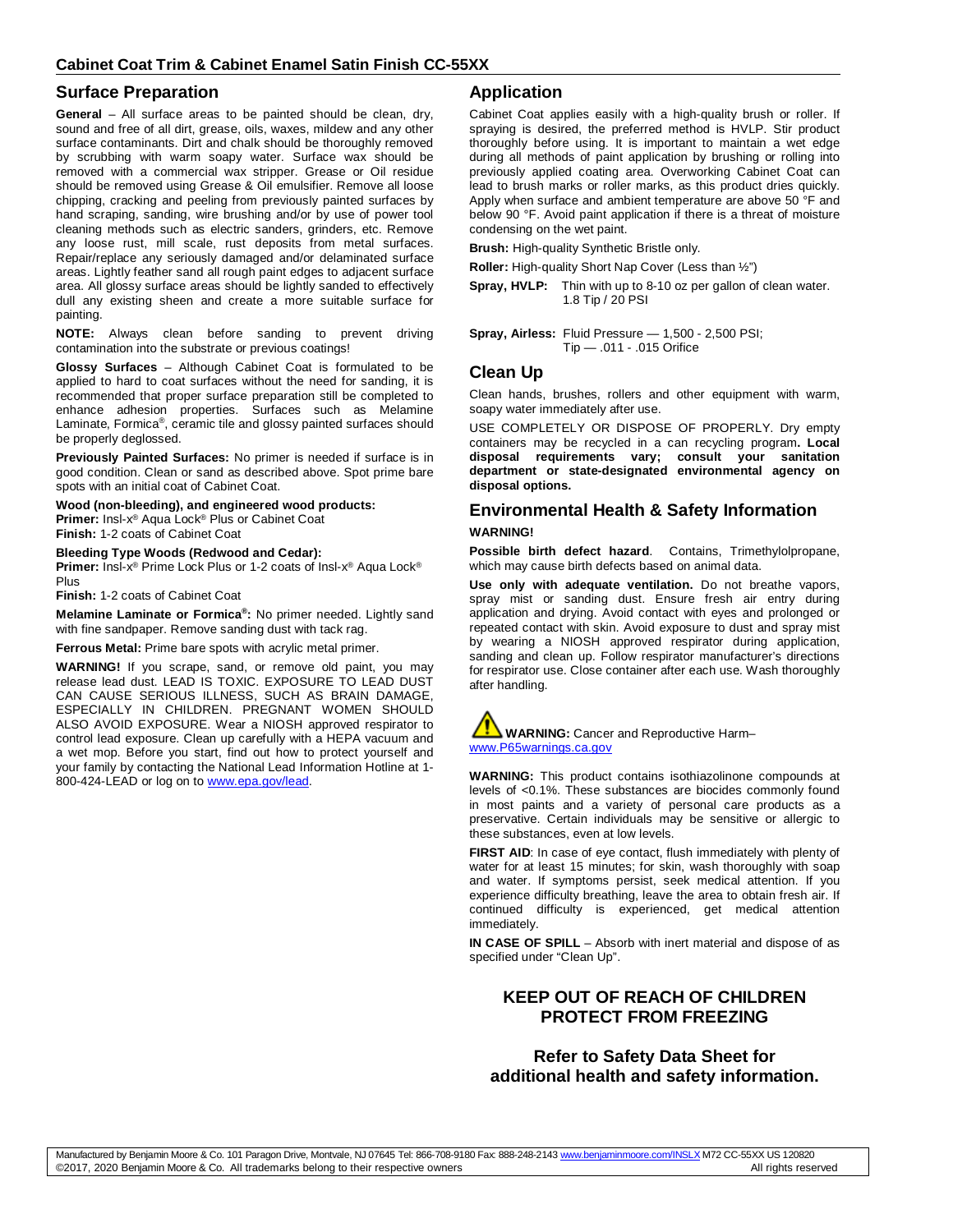**Cabinet Coat Trim & Cabinet Enamel Satin Finish CC-55XX**

## Surface Preparation

**General** – All surface areas to be painted should be clean, dry, sound and free of all dirt, grease, oils, waxes, mildew and any other surface contaminants. Dirt and chalk should be thoroughly removed by scrubbing with warm soapy water. Surface wax should be removed with a commercial wax stripper. Grease or Oil residue should be removed using Grease & Oil emulsifier. Remove all loose chipping, cracking and peeling from previously painted surfaces by hand scraping, sanding, wire brushing and/or by use of power tool cleaning methods such as electric sanders, grinders, etc. Remove any loose rust, mill scale, rust deposits from metal surfaces. Repair/replace any seriously damaged and/or delaminated surface areas. Lightly feather sand all rough paint edges to adjacent surface area. All glossy surface areas should be lightly sanded to effectively dull any existing sheen and create a more suitable surface for painting.

**NOTE:** Always clean before sanding to prevent driving contamination into the substrate or previous coatings!

**Glossy Surfaces** – Although Cabinet Coat is formulated to be applied to hard to coat surfaces without the need for sanding, it is recommended that proper surface preparation still be completed to enhance adhesion properties. Surfaces such as Melamine Laminate, Formica®, ceramic tile and glossy painted surfaces should be properly deglossed.

**Previously Painted Surfaces:** No primer is needed if surface is in good condition. Clean or sand as described above. Spot prime bare spots with an initial coat of Cabinet Coat.

**Wood (non-bleeding), and engineered wood products:**
**Primer:** Insl-x® Aqua Lock® Plus or Cabinet Coat
**Finish:** 1-2 coats of Cabinet Coat

**Bleeding Type Woods (Redwood and Cedar):**
**Primer:** Insl-x® Prime Lock Plus or 1-2 coats of Insl-x® Aqua Lock® Plus
**Finish:** 1-2 coats of Cabinet Coat

**Melamine Laminate or Formica®:** No primer needed. Lightly sand with fine sandpaper. Remove sanding dust with tack rag.

**Ferrous Metal:** Prime bare spots with acrylic metal primer.

**WARNING!** If you scrape, sand, or remove old paint, you may release lead dust. LEAD IS TOXIC. EXPOSURE TO LEAD DUST CAN CAUSE SERIOUS ILLNESS, SUCH AS BRAIN DAMAGE, ESPECIALLY IN CHILDREN. PREGNANT WOMEN SHOULD ALSO AVOID EXPOSURE. Wear a NIOSH approved respirator to control lead exposure. Clean up carefully with a HEPA vacuum and a wet mop. Before you start, find out how to protect yourself and your family by contacting the National Lead Information Hotline at 1-800-424-LEAD or log on to www.epa.gov/lead.

## Application

Cabinet Coat applies easily with a high-quality brush or roller. If spraying is desired, the preferred method is HVLP. Stir product thoroughly before using. It is important to maintain a wet edge during all methods of paint application by brushing or rolling into previously applied coating area. Overworking Cabinet Coat can lead to brush marks or roller marks, as this product dries quickly. Apply when surface and ambient temperature are above 50 °F and below 90 °F. Avoid paint application if there is a threat of moisture condensing on the wet paint.

**Brush:** High-quality Synthetic Bristle only.

**Roller:** High-quality Short Nap Cover (Less than ½")

**Spray, HVLP:** Thin with up to 8-10 oz per gallon of clean water. 1.8 Tip / 20 PSI

**Spray, Airless:** Fluid Pressure — 1,500 - 2,500 PSI; Tip — .011 - .015 Orifice

## Clean Up

Clean hands, brushes, rollers and other equipment with warm, soapy water immediately after use.

USE COMPLETELY OR DISPOSE OF PROPERLY. Dry empty containers may be recycled in a can recycling program**. Local disposal requirements vary; consult your sanitation department or state-designated environmental agency on disposal options.**

## Environmental Health & Safety Information

**WARNING!**

**Possible birth defect hazard**. Contains, Trimethylolpropane, which may cause birth defects based on animal data.

**Use only with adequate ventilation.** Do not breathe vapors, spray mist or sanding dust. Ensure fresh air entry during application and drying. Avoid contact with eyes and prolonged or repeated contact with skin. Avoid exposure to dust and spray mist by wearing a NIOSH approved respirator during application, sanding and clean up. Follow respirator manufacturer's directions for respirator use. Close container after each use. Wash thoroughly after handling.

**WARNING:** Cancer and Reproductive Harm– www.P65warnings.ca.gov

**WARNING:** This product contains isothiazolinone compounds at levels of <0.1%. These substances are biocides commonly found in most paints and a variety of personal care products as a preservative. Certain individuals may be sensitive or allergic to these substances, even at low levels.

**FIRST AID**: In case of eye contact, flush immediately with plenty of water for at least 15 minutes; for skin, wash thoroughly with soap and water. If symptoms persist, seek medical attention. If you experience difficulty breathing, leave the area to obtain fresh air. If continued difficulty is experienced, get medical attention immediately.

**IN CASE OF SPILL** – Absorb with inert material and dispose of as specified under "Clean Up".

**KEEP OUT OF REACH OF CHILDREN**
**PROTECT FROM FREEZING**

**Refer to Safety Data Sheet for additional health and safety information.**

Manufactured by Benjamin Moore & Co. 101 Paragon Drive, Montvale, NJ 07645 Tel: 866-708-9180 Fax: 888-248-2143 www.benjaminmoore.com/INSLX M72 CC-55XX US 120820
©2017, 2020 Benjamin Moore & Co. All trademarks belong to their respective owners All rights reserved